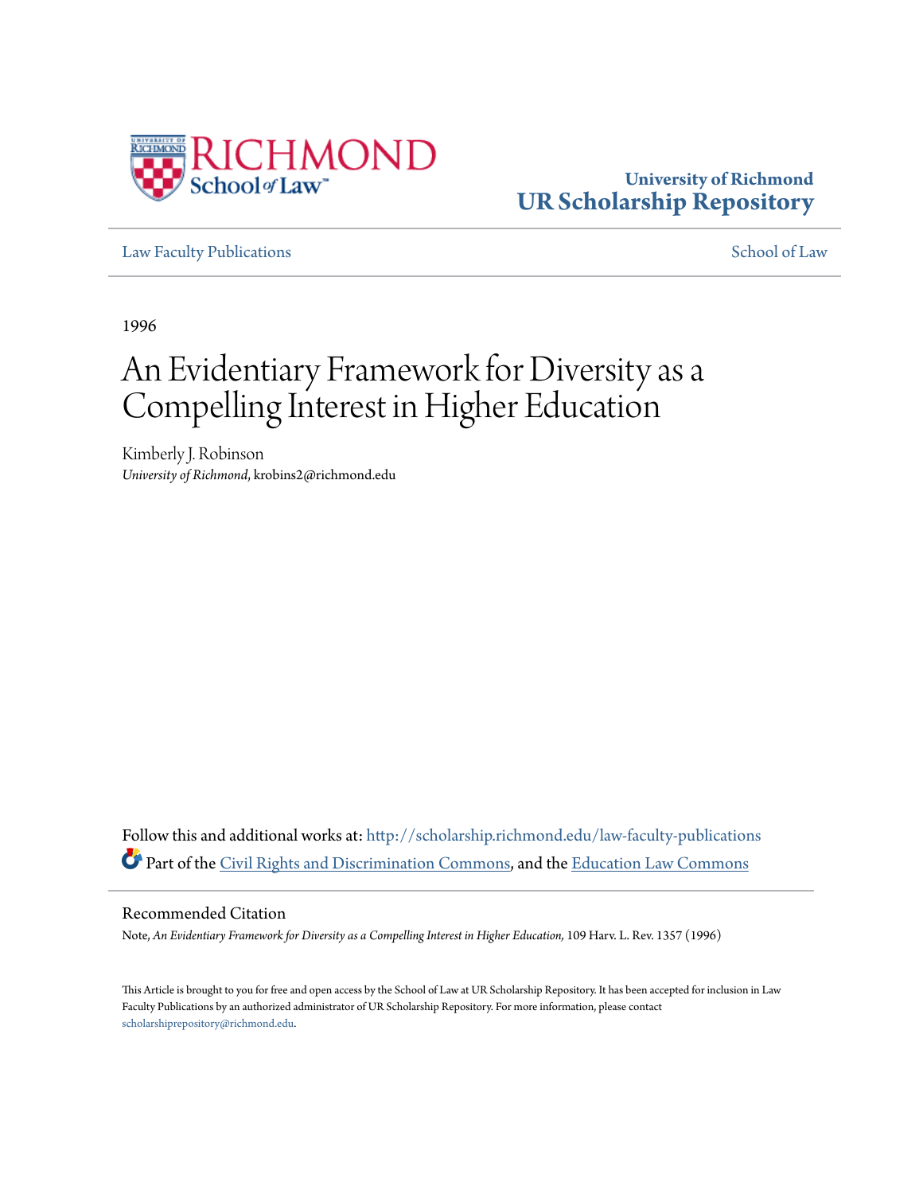University of Richmond
**UR Scholarship Repository**

Law Faculty Publications | School of Law

1996

# An Evidentiary Framework for Diversity as a Compelling Interest in Higher Education

Kimberly J. Robinson
*University of Richmond*, krobins2@richmond.edu

Follow this and additional works at: http://scholarship.richmond.edu/law-faculty-publications

Part of the Civil Rights and Discrimination Commons, and the Education Law Commons

## Recommended Citation

Note, *An Evidentiary Framework for Diversity as a Compelling Interest in Higher Education,* 109 Harv. L. Rev. 1357 (1996)

This Article is brought to you for free and open access by the School of Law at UR Scholarship Repository. It has been accepted for inclusion in Law Faculty Publications by an authorized administrator of UR Scholarship Repository. For more information, please contact scholarshiprepository@richmond.edu.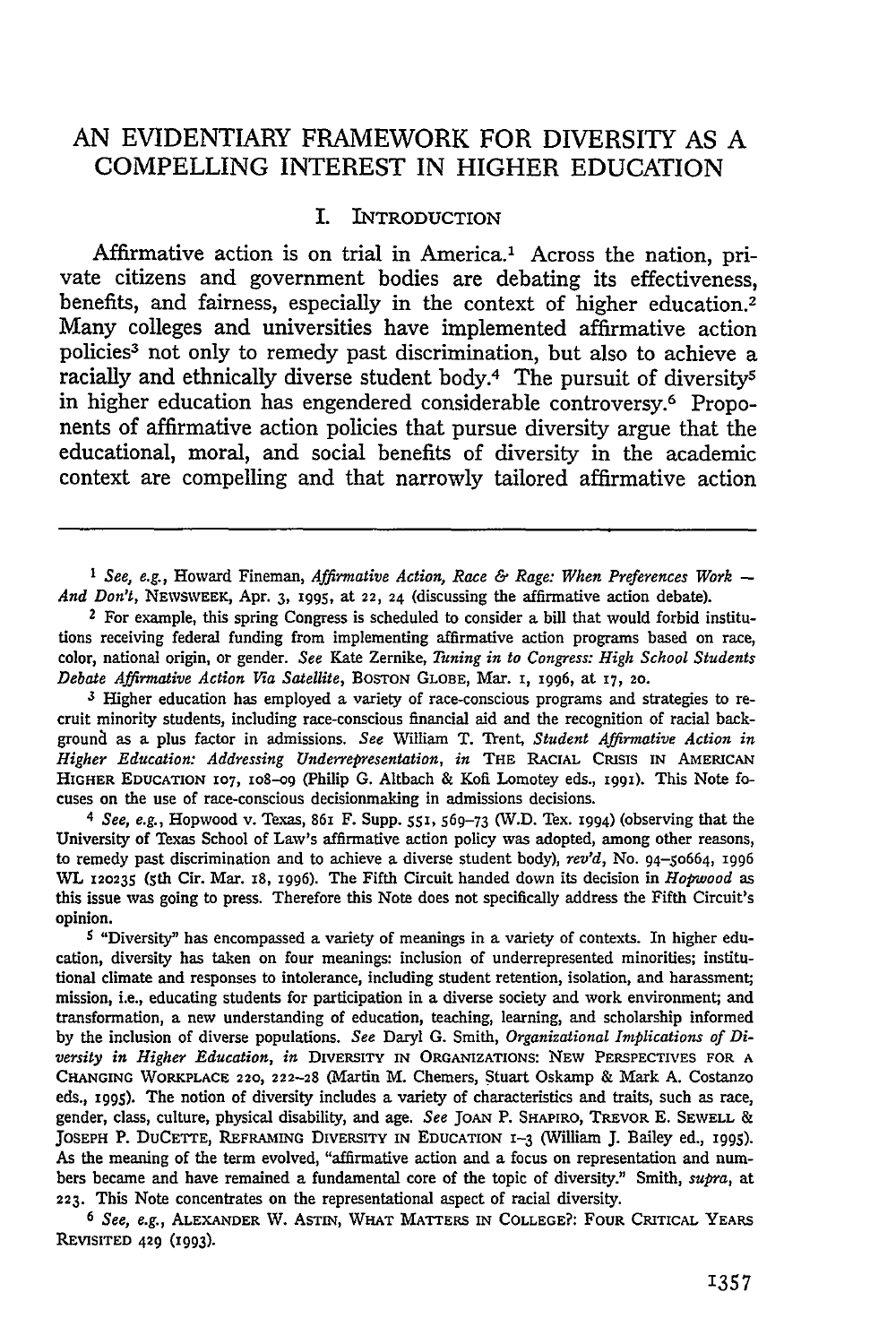# AN EVIDENTIARY FRAMEWORK FOR DIVERSITY AS A COMPELLING INTEREST IN HIGHER EDUCATION

## I. INTRODUCTION

Affirmative action is on trial in America.[1] Across the nation, private citizens and government bodies are debating its effectiveness, benefits, and fairness, especially in the context of higher education.[2] Many colleges and universities have implemented affirmative action policies[3] not only to remedy past discrimination, but also to achieve a racially and ethnically diverse student body.[4] The pursuit of diversity[5] in higher education has engendered considerable controversy.[6] Proponents of affirmative action policies that pursue diversity argue that the educational, moral, and social benefits of diversity in the academic context are compelling and that narrowly tailored affirmative action

---

[1] *See, e.g.*, Howard Fineman, *Affirmative Action, Race & Rage: When Preferences Work — And Don't*, NEWSWEEK, Apr. 3, 1995, at 22, 24 (discussing the affirmative action debate).

[2] For example, this spring Congress is scheduled to consider a bill that would forbid institutions receiving federal funding from implementing affirmative action programs based on race, color, national origin, or gender. *See* Kate Zernike, *Tuning in to Congress: High School Students Debate Affirmative Action Via Satellite*, BOSTON GLOBE, Mar. 1, 1996, at 17, 20.

[3] Higher education has employed a variety of race-conscious programs and strategies to recruit minority students, including race-conscious financial aid and the recognition of racial background as a plus factor in admissions. *See* William T. Trent, *Student Affirmative Action in Higher Education: Addressing Underrepresentation*, *in* THE RACIAL CRISIS IN AMERICAN HIGHER EDUCATION 107, 108–09 (Philip G. Altbach & Kofi Lomotey eds., 1991). This Note focuses on the use of race-conscious decisionmaking in admissions decisions.

[4] *See, e.g.*, Hopwood v. Texas, 861 F. Supp. 551, 569–73 (W.D. Tex. 1994) (observing that the University of Texas School of Law's affirmative action policy was adopted, among other reasons, to remedy past discrimination and to achieve a diverse student body), *rev'd*, No. 94-50664, 1996 WL 120235 (5th Cir. Mar. 18, 1996). The Fifth Circuit handed down its decision in *Hopwood* as this issue was going to press. Therefore this Note does not specifically address the Fifth Circuit's opinion.

[5] "Diversity" has encompassed a variety of meanings in a variety of contexts. In higher education, diversity has taken on four meanings: inclusion of underrepresented minorities; institutional climate and responses to intolerance, including student retention, isolation, and harassment; mission, i.e., educating students for participation in a diverse society and work environment; and transformation, a new understanding of education, teaching, learning, and scholarship informed by the inclusion of diverse populations. *See* Daryl G. Smith, *Organizational Implications of Diversity in Higher Education*, *in* DIVERSITY IN ORGANIZATIONS: NEW PERSPECTIVES FOR A CHANGING WORKPLACE 220, 222–28 (Martin M. Chemers, Stuart Oskamp & Mark A. Costanzo eds., 1995). The notion of diversity includes a variety of characteristics and traits, such as race, gender, class, culture, physical disability, and age. *See* JOAN P. SHAPIRO, TREVOR E. SEWELL & JOSEPH P. DUCETTE, REFRAMING DIVERSITY IN EDUCATION 1–3 (William J. Bailey ed., 1995). As the meaning of the term evolved, "affirmative action and a focus on representation and numbers became and have remained a fundamental core of the topic of diversity." Smith, *supra*, at 223. This Note concentrates on the representational aspect of racial diversity.

[6] *See, e.g.*, ALEXANDER W. ASTIN, WHAT MATTERS IN COLLEGE?: FOUR CRITICAL YEARS REVISITED 429 (1993).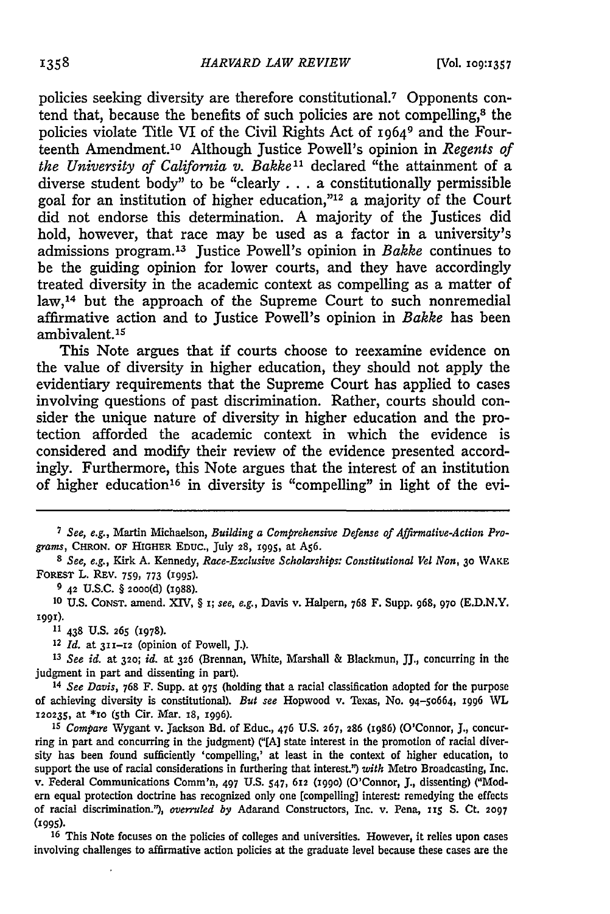policies seeking diversity are therefore constitutional.[7] Opponents contend that, because the benefits of such policies are not compelling,[8] the policies violate Title VI of the Civil Rights Act of 1964[9] and the Fourteenth Amendment.[10] Although Justice Powell's opinion in *Regents of the University of California v. Bakke*[11] declared "the attainment of a diverse student body" to be "clearly . . . a constitutionally permissible goal for an institution of higher education,"[12] a majority of the Court did not endorse this determination. A majority of the Justices did hold, however, that race may be used as a factor in a university's admissions program.[13] Justice Powell's opinion in *Bakke* continues to be the guiding opinion for lower courts, and they have accordingly treated diversity in the academic context as compelling as a matter of law,[14] but the approach of the Supreme Court to such nonremedial affirmative action and to Justice Powell's opinion in *Bakke* has been ambivalent.[15]

This Note argues that if courts choose to reexamine evidence on the value of diversity in higher education, they should not apply the evidentiary requirements that the Supreme Court has applied to cases involving questions of past discrimination. Rather, courts should consider the unique nature of diversity in higher education and the protection afforded the academic context in which the evidence is considered and modify their review of the evidence presented accordingly. Furthermore, this Note argues that the interest of an institution of higher education[16] in diversity is "compelling" in light of the evi-

---

[7] *See, e.g.*, Martin Michaelson, *Building a Comprehensive Defense of Affirmative-Action Programs*, CHRON. OF HIGHER EDUC., July 28, 1995, at A56.

[8] *See, e.g.*, Kirk A. Kennedy, *Race-Exclusive Scholarships: Constitutional Vel Non*, 30 WAKE FOREST L. REV. 759, 773 (1995).

[9] 42 U.S.C. § 2000(d) (1988).

[10] U.S. CONST. amend. XIV, § 1; *see, e.g.*, Davis v. Halpern, 768 F. Supp. 968, 970 (E.D.N.Y. 1991).

[11] 438 U.S. 265 (1978).

[12] *Id.* at 311–12 (opinion of Powell, J.).

[13] *See id.* at 320; *id.* at 326 (Brennan, White, Marshall & Blackmun, JJ., concurring in the judgment in part and dissenting in part).

[14] *See Davis*, 768 F. Supp. at 975 (holding that a racial classification adopted for the purpose of achieving diversity is constitutional). *But see* Hopwood v. Texas, No. 94-50664, 1996 WL 120235, at *10 (5th Cir. Mar. 18, 1996).

[15] *Compare* Wygant v. Jackson Bd. of Educ., 476 U.S. 267, 286 (1986) (O'Connor, J., concurring in part and concurring in the judgment) ("[A] state interest in the promotion of racial diversity has been found sufficiently 'compelling,' at least in the context of higher education, to support the use of racial considerations in furthering that interest.") *with* Metro Broadcasting, Inc. v. Federal Communications Comm'n, 497 U.S. 547, 612 (1990) (O'Connor, J., dissenting) ("Modern equal protection doctrine has recognized only one [compelling] interest: remedying the effects of racial discrimination."), *overruled by* Adarand Constructors, Inc. v. Pena, 115 S. Ct. 2097 (1995).

[16] This Note focuses on the policies of colleges and universities. However, it relies upon cases involving challenges to affirmative action policies at the graduate level because these cases are the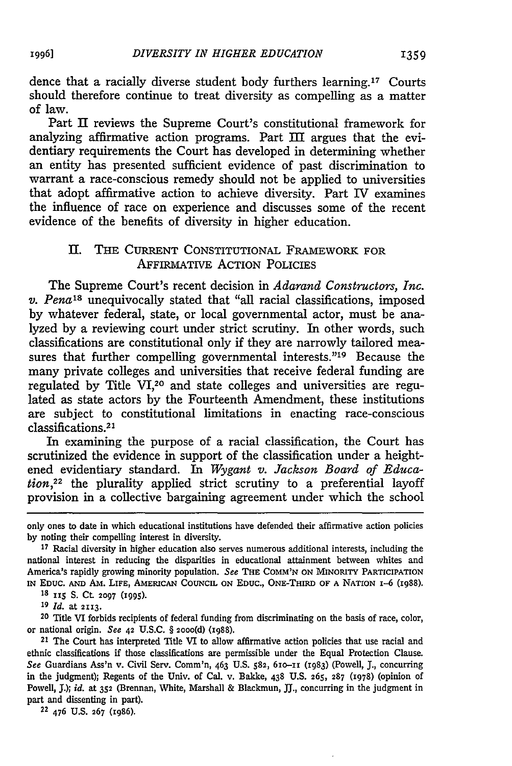dence that a racially diverse student body furthers learning.[17] Courts should therefore continue to treat diversity as compelling as a matter of law.

Part II reviews the Supreme Court's constitutional framework for analyzing affirmative action programs. Part III argues that the evidentiary requirements the Court has developed in determining whether an entity has presented sufficient evidence of past discrimination to warrant a race-conscious remedy should not be applied to universities that adopt affirmative action to achieve diversity. Part IV examines the influence of race on experience and discusses some of the recent evidence of the benefits of diversity in higher education.

## II. THE CURRENT CONSTITUTIONAL FRAMEWORK FOR AFFIRMATIVE ACTION POLICIES

The Supreme Court's recent decision in *Adarand Constructors, Inc. v. Pena*[18] unequivocally stated that "all racial classifications, imposed by whatever federal, state, or local governmental actor, must be analyzed by a reviewing court under strict scrutiny. In other words, such classifications are constitutional only if they are narrowly tailored measures that further compelling governmental interests."[19] Because the many private colleges and universities that receive federal funding are regulated by Title VI,[20] and state colleges and universities are regulated as state actors by the Fourteenth Amendment, these institutions are subject to constitutional limitations in enacting race-conscious classifications.[21]

In examining the purpose of a racial classification, the Court has scrutinized the evidence in support of the classification under a heightened evidentiary standard. In *Wygant v. Jackson Board of Education*,[22] the plurality applied strict scrutiny to a preferential layoff provision in a collective bargaining agreement under which the school

---

only ones to date in which educational institutions have defended their affirmative action policies by noting their compelling interest in diversity.

[17] Racial diversity in higher education also serves numerous additional interests, including the national interest in reducing the disparities in educational attainment between whites and America's rapidly growing minority population. *See* THE COMM'N ON MINORITY PARTICIPATION IN EDUC. AND AM. LIFE, AMERICAN COUNCIL ON EDUC., ONE-THIRD OF A NATION 1–6 (1988).

[18] 115 S. Ct. 2097 (1995).

[19] *Id.* at 2113.

[20] Title VI forbids recipients of federal funding from discriminating on the basis of race, color, or national origin. *See* 42 U.S.C. § 2000(d) (1988).

[21] The Court has interpreted Title VI to allow affirmative action policies that use racial and ethnic classifications if those classifications are permissible under the Equal Protection Clause. *See* Guardians Ass'n v. Civil Serv. Comm'n, 463 U.S. 582, 610–11 (1983) (Powell, J., concurring in the judgment); Regents of the Univ. of Cal. v. Bakke, 438 U.S. 265, 287 (1978) (opinion of Powell, J.); *id.* at 352 (Brennan, White, Marshall & Blackmun, JJ., concurring in the judgment in part and dissenting in part).

[22] 476 U.S. 267 (1986).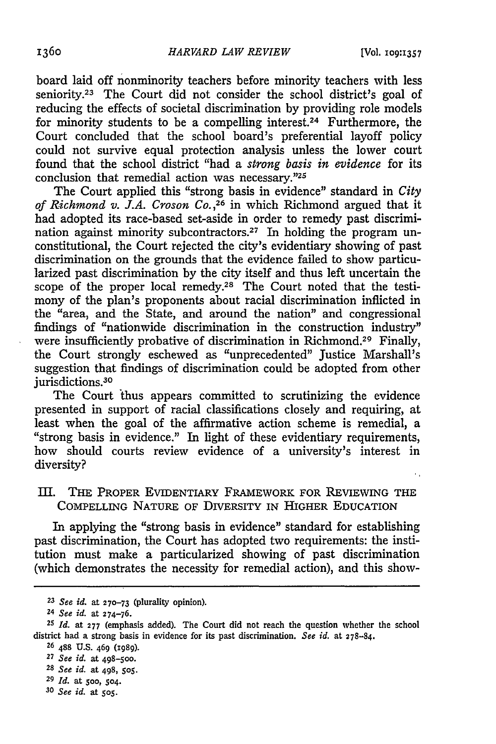board laid off nonminority teachers before minority teachers with less seniority.[23] The Court did not consider the school district's goal of reducing the effects of societal discrimination by providing role models for minority students to be a compelling interest.[24] Furthermore, the Court concluded that the school board's preferential layoff policy could not survive equal protection analysis unless the lower court found that the school district "had a *strong basis in evidence* for its conclusion that remedial action was necessary."[25]

The Court applied this "strong basis in evidence" standard in *City of Richmond v. J.A. Croson Co.*,[26] in which Richmond argued that it had adopted its race-based set-aside in order to remedy past discrimination against minority subcontractors.[27] In holding the program unconstitutional, the Court rejected the city's evidentiary showing of past discrimination on the grounds that the evidence failed to show particularized past discrimination by the city itself and thus left uncertain the scope of the proper local remedy.[28] The Court noted that the testimony of the plan's proponents about racial discrimination inflicted in the "area, and the State, and around the nation" and congressional findings of "nationwide discrimination in the construction industry" were insufficiently probative of discrimination in Richmond.[29] Finally, the Court strongly eschewed as "unprecedented" Justice Marshall's suggestion that findings of discrimination could be adopted from other jurisdictions.[30]

The Court thus appears committed to scrutinizing the evidence presented in support of racial classifications closely and requiring, at least when the goal of the affirmative action scheme is remedial, a "strong basis in evidence." In light of these evidentiary requirements, how should courts review evidence of a university's interest in diversity?

## III. THE PROPER EVIDENTIARY FRAMEWORK FOR REVIEWING THE COMPELLING NATURE OF DIVERSITY IN HIGHER EDUCATION

In applying the "strong basis in evidence" standard for establishing past discrimination, the Court has adopted two requirements: the institution must make a particularized showing of past discrimination (which demonstrates the necessity for remedial action), and this show-

---

[23] *See id.* at 270–73 (plurality opinion).

[24] *See id.* at 274–76.

[25] *Id.* at 277 (emphasis added). The Court did not reach the question whether the school district had a strong basis in evidence for its past discrimination. *See id.* at 278–84.

[26] 488 U.S. 469 (1989).

[27] *See id.* at 498–500.

[28] *See id.* at 498, 505.

[29] *Id.* at 500, 504.

[30] *See id.* at 505.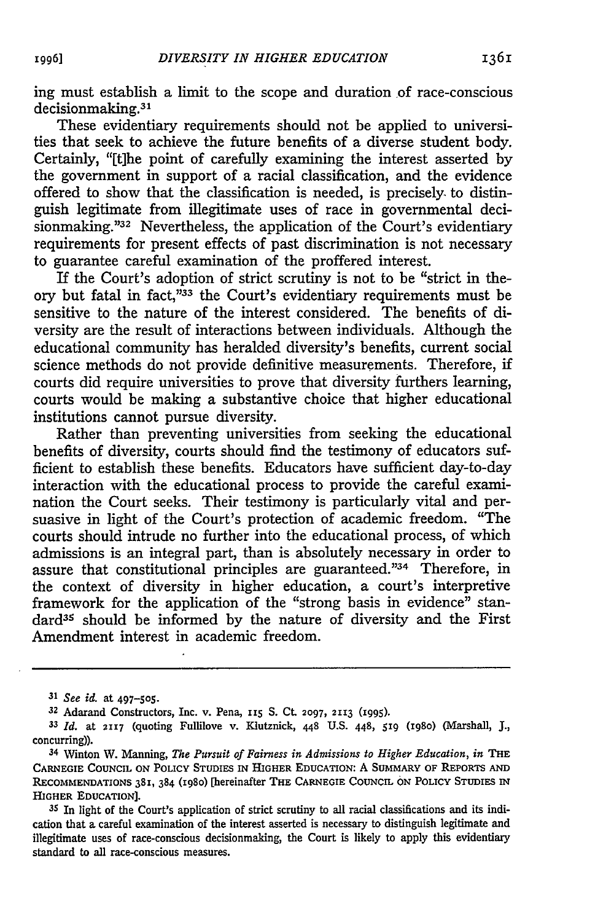ing must establish a limit to the scope and duration of race-conscious decisionmaking.[31]

These evidentiary requirements should not be applied to universities that seek to achieve the future benefits of a diverse student body. Certainly, "[t]he point of carefully examining the interest asserted by the government in support of a racial classification, and the evidence offered to show that the classification is needed, is precisely to distinguish legitimate from illegitimate uses of race in governmental decisionmaking."[32] Nevertheless, the application of the Court's evidentiary requirements for present effects of past discrimination is not necessary to guarantee careful examination of the proffered interest.

If the Court's adoption of strict scrutiny is not to be "strict in theory but fatal in fact,"[33] the Court's evidentiary requirements must be sensitive to the nature of the interest considered. The benefits of diversity are the result of interactions between individuals. Although the educational community has heralded diversity's benefits, current social science methods do not provide definitive measurements. Therefore, if courts did require universities to prove that diversity furthers learning, courts would be making a substantive choice that higher educational institutions cannot pursue diversity.

Rather than preventing universities from seeking the educational benefits of diversity, courts should find the testimony of educators sufficient to establish these benefits. Educators have sufficient day-to-day interaction with the educational process to provide the careful examination the Court seeks. Their testimony is particularly vital and persuasive in light of the Court's protection of academic freedom. "The courts should intrude no further into the educational process, of which admissions is an integral part, than is absolutely necessary in order to assure that constitutional principles are guaranteed."[34] Therefore, in the context of diversity in higher education, a court's interpretive framework for the application of the "strong basis in evidence" standard[35] should be informed by the nature of diversity and the First Amendment interest in academic freedom.

---

[31] *See id.* at 497–505.

[32] Adarand Constructors, Inc. v. Pena, 115 S. Ct. 2097, 2113 (1995).

[33] *Id.* at 2117 (quoting Fullilove v. Klutznick, 448 U.S. 448, 519 (1980) (Marshall, J., concurring)).

[34] Winton W. Manning, *The Pursuit of Fairness in Admissions to Higher Education*, *in* THE CARNEGIE COUNCIL ON POLICY STUDIES IN HIGHER EDUCATION: A SUMMARY OF REPORTS AND RECOMMENDATIONS 381, 384 (1980) [hereinafter THE CARNEGIE COUNCIL ON POLICY STUDIES IN HIGHER EDUCATION].

[35] In light of the Court's application of strict scrutiny to all racial classifications and its indication that a careful examination of the interest asserted is necessary to distinguish legitimate and illegitimate uses of race-conscious decisionmaking, the Court is likely to apply this evidentiary standard to all race-conscious measures.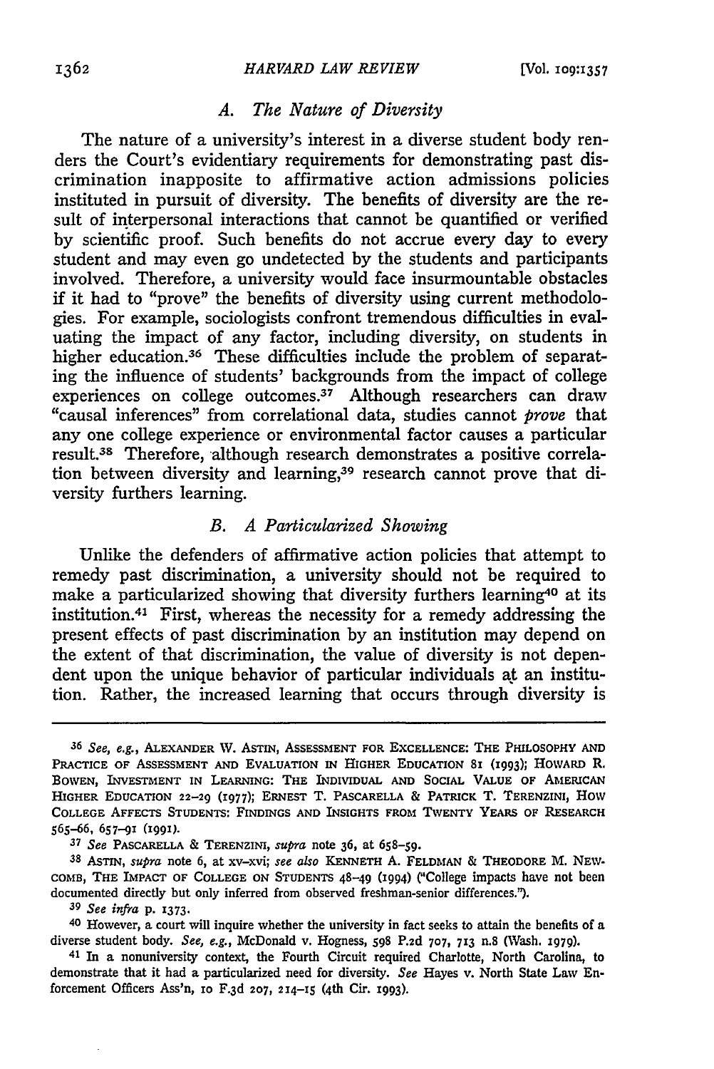### A. The Nature of Diversity

The nature of a university's interest in a diverse student body renders the Court's evidentiary requirements for demonstrating past discrimination inapposite to affirmative action admissions policies instituted in pursuit of diversity. The benefits of diversity are the result of interpersonal interactions that cannot be quantified or verified by scientific proof. Such benefits do not accrue every day to every student and may even go undetected by the students and participants involved. Therefore, a university would face insurmountable obstacles if it had to "prove" the benefits of diversity using current methodologies. For example, sociologists confront tremendous difficulties in evaluating the impact of any factor, including diversity, on students in higher education.[36] These difficulties include the problem of separating the influence of students' backgrounds from the impact of college experiences on college outcomes.[37] Although researchers can draw "causal inferences" from correlational data, studies cannot *prove* that any one college experience or environmental factor causes a particular result.[38] Therefore, although research demonstrates a positive correlation between diversity and learning,[39] research cannot prove that diversity furthers learning.

### B. A Particularized Showing

Unlike the defenders of affirmative action policies that attempt to remedy past discrimination, a university should not be required to make a particularized showing that diversity furthers learning[40] at its institution.[41] First, whereas the necessity for a remedy addressing the present effects of past discrimination by an institution may depend on the extent of that discrimination, the value of diversity is not dependent upon the unique behavior of particular individuals at an institution. Rather, the increased learning that occurs through diversity is

---

[36] *See, e.g.*, ALEXANDER W. ASTIN, ASSESSMENT FOR EXCELLENCE: THE PHILOSOPHY AND PRACTICE OF ASSESSMENT AND EVALUATION IN HIGHER EDUCATION 81 (1993); HOWARD R. BOWEN, INVESTMENT IN LEARNING: THE INDIVIDUAL AND SOCIAL VALUE OF AMERICAN HIGHER EDUCATION 22–29 (1977); ERNEST T. PASCARELLA & PATRICK T. TERENZINI, HOW COLLEGE AFFECTS STUDENTS: FINDINGS AND INSIGHTS FROM TWENTY YEARS OF RESEARCH 565–66, 657–91 (1991).

[37] *See* PASCARELLA & TERENZINI, *supra* note 36, at 658–59.

[38] ASTIN, *supra* note 6, at xv–xvi; *see also* KENNETH A. FELDMAN & THEODORE M. NEWCOMB, THE IMPACT OF COLLEGE ON STUDENTS 48–49 (1994) ("College impacts have not been documented directly but only inferred from observed freshman-senior differences.").

[39] *See infra* p. 1373.

[40] However, a court will inquire whether the university in fact seeks to attain the benefits of a diverse student body. *See, e.g.*, McDonald v. Hogness, 598 P.2d 707, 713 n.8 (Wash. 1979).

[41] In a nonuniversity context, the Fourth Circuit required Charlotte, North Carolina, to demonstrate that it had a particularized need for diversity. *See* Hayes v. North State Law Enforcement Officers Ass'n, 10 F.3d 207, 214–15 (4th Cir. 1993).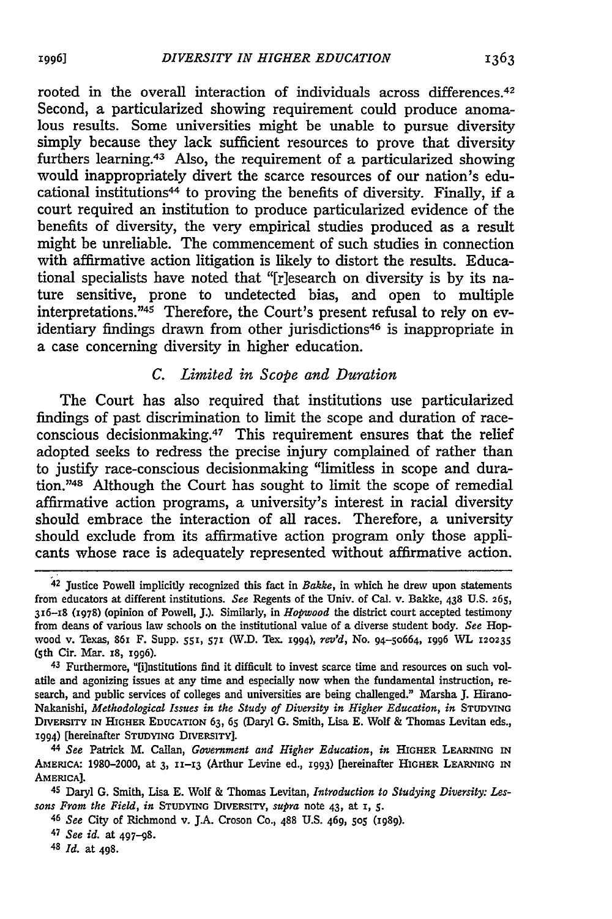rooted in the overall interaction of individuals across differences.[42] Second, a particularized showing requirement could produce anomalous results. Some universities might be unable to pursue diversity simply because they lack sufficient resources to prove that diversity furthers learning.[43] Also, the requirement of a particularized showing would inappropriately divert the scarce resources of our nation's educational institutions[44] to proving the benefits of diversity. Finally, if a court required an institution to produce particularized evidence of the benefits of diversity, the very empirical studies produced as a result might be unreliable. The commencement of such studies in connection with affirmative action litigation is likely to distort the results. Educational specialists have noted that "[r]esearch on diversity is by its nature sensitive, prone to undetected bias, and open to multiple interpretations."[45] Therefore, the Court's present refusal to rely on evidentiary findings drawn from other jurisdictions[46] is inappropriate in a case concerning diversity in higher education.

### C. *Limited in Scope and Duration*

The Court has also required that institutions use particularized findings of past discrimination to limit the scope and duration of race-conscious decisionmaking.[47] This requirement ensures that the relief adopted seeks to redress the precise injury complained of rather than to justify race-conscious decisionmaking "limitless in scope and duration."[48] Although the Court has sought to limit the scope of remedial affirmative action programs, a university's interest in racial diversity should embrace the interaction of all races. Therefore, a university should exclude from its affirmative action program only those applicants whose race is adequately represented without affirmative action.

---

[42] Justice Powell implicitly recognized this fact in *Bakke*, in which he drew upon statements from educators at different institutions. *See* Regents of the Univ. of Cal. v. Bakke, 438 U.S. 265, 316–18 (1978) (opinion of Powell, J.). Similarly, in *Hopwood* the district court accepted testimony from deans of various law schools on the institutional value of a diverse student body. *See* Hopwood v. Texas, 861 F. Supp. 551, 571 (W.D. Tex. 1994), *rev'd*, No. 94-50664, 1996 WL 120235 (5th Cir. Mar. 18, 1996).

[43] Furthermore, "[i]nstitutions find it difficult to invest scarce time and resources on such volatile and agonizing issues at any time and especially now when the fundamental instruction, research, and public services of colleges and universities are being challenged." Marsha J. Hirano-Nakanishi, *Methodological Issues in the Study of Diversity in Higher Education*, *in* STUDYING DIVERSITY IN HIGHER EDUCATION 63, 65 (Daryl G. Smith, Lisa E. Wolf & Thomas Levitan eds., 1994) [hereinafter STUDYING DIVERSITY].

[44] *See* Patrick M. Callan, *Government and Higher Education*, *in* HIGHER LEARNING IN AMERICA: 1980–2000, at 3, 11–13 (Arthur Levine ed., 1993) [hereinafter HIGHER LEARNING IN AMERICA].

[45] Daryl G. Smith, Lisa E. Wolf & Thomas Levitan, *Introduction to Studying Diversity: Lessons From the Field*, *in* STUDYING DIVERSITY, *supra* note 43, at 1, 5.

[46] *See* City of Richmond v. J.A. Croson Co., 488 U.S. 469, 505 (1989).

[47] *See id.* at 497–98.

[48] *Id.* at 498.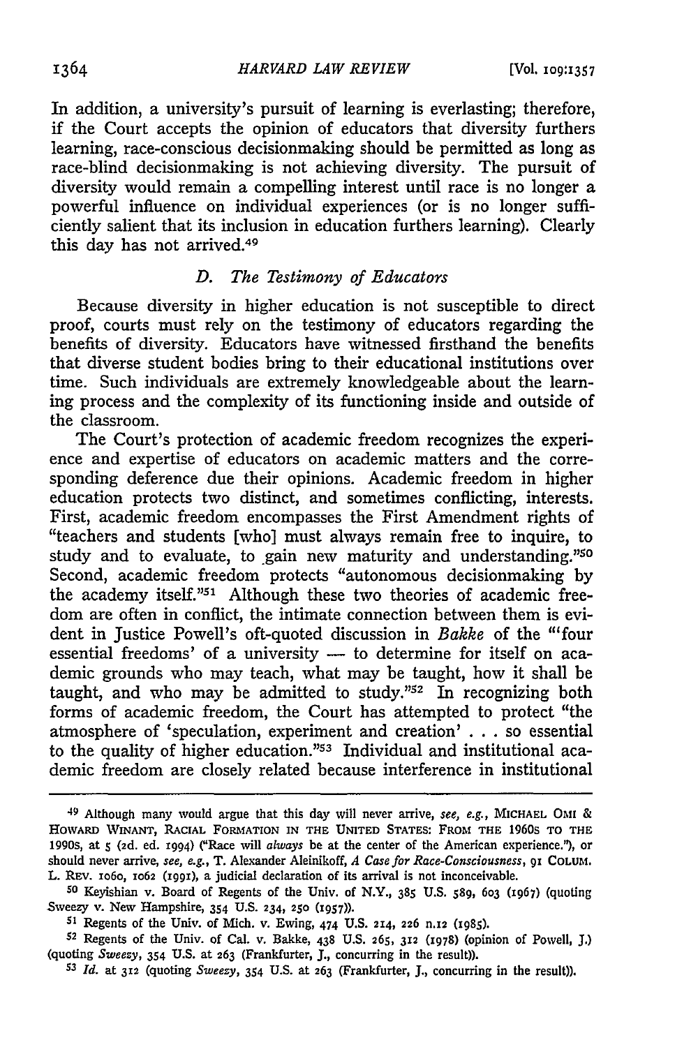In addition, a university's pursuit of learning is everlasting; therefore, if the Court accepts the opinion of educators that diversity furthers learning, race-conscious decisionmaking should be permitted as long as race-blind decisionmaking is not achieving diversity. The pursuit of diversity would remain a compelling interest until race is no longer a powerful influence on individual experiences (or is no longer sufficiently salient that its inclusion in education furthers learning). Clearly this day has not arrived.[49]

### *D. The Testimony of Educators*

Because diversity in higher education is not susceptible to direct proof, courts must rely on the testimony of educators regarding the benefits of diversity. Educators have witnessed firsthand the benefits that diverse student bodies bring to their educational institutions over time. Such individuals are extremely knowledgeable about the learning process and the complexity of its functioning inside and outside of the classroom.

The Court's protection of academic freedom recognizes the experience and expertise of educators on academic matters and the corresponding deference due their opinions. Academic freedom in higher education protects two distinct, and sometimes conflicting, interests. First, academic freedom encompasses the First Amendment rights of "teachers and students [who] must always remain free to inquire, to study and to evaluate, to gain new maturity and understanding."[50] Second, academic freedom protects "autonomous decisionmaking by the academy itself."[51] Although these two theories of academic freedom are often in conflict, the intimate connection between them is evident in Justice Powell's oft-quoted discussion in *Bakke* of the "'four essential freedoms' of a university — to determine for itself on academic grounds who may teach, what may be taught, how it shall be taught, and who may be admitted to study."[52] In recognizing both forms of academic freedom, the Court has attempted to protect "the atmosphere of 'speculation, experiment and creation' . . . so essential to the quality of higher education."[53] Individual and institutional academic freedom are closely related because interference in institutional

---

[49] Although many would argue that this day will never arrive, *see, e.g.*, MICHAEL OMI & HOWARD WINANT, RACIAL FORMATION IN THE UNITED STATES: FROM THE 1960S TO THE 1990S, at 5 (2d. ed. 1994) ("Race will *always* be at the center of the American experience."), or should never arrive, *see, e.g.*, T. Alexander Aleinikoff, *A Case for Race-Consciousness*, 91 COLUM. L. REV. 1060, 1062 (1991), a judicial declaration of its arrival is not inconceivable.

[50] Keyishian v. Board of Regents of the Univ. of N.Y., 385 U.S. 589, 603 (1967) (quoting Sweezy v. New Hampshire, 354 U.S. 234, 250 (1957)).

[51] Regents of the Univ. of Mich. v. Ewing, 474 U.S. 214, 226 n.12 (1985).

[52] Regents of the Univ. of Cal. v. Bakke, 438 U.S. 265, 312 (1978) (opinion of Powell, J.) (quoting *Sweezy*, 354 U.S. at 263 (Frankfurter, J., concurring in the result)).

[53] *Id.* at 312 (quoting *Sweezy*, 354 U.S. at 263 (Frankfurter, J., concurring in the result)).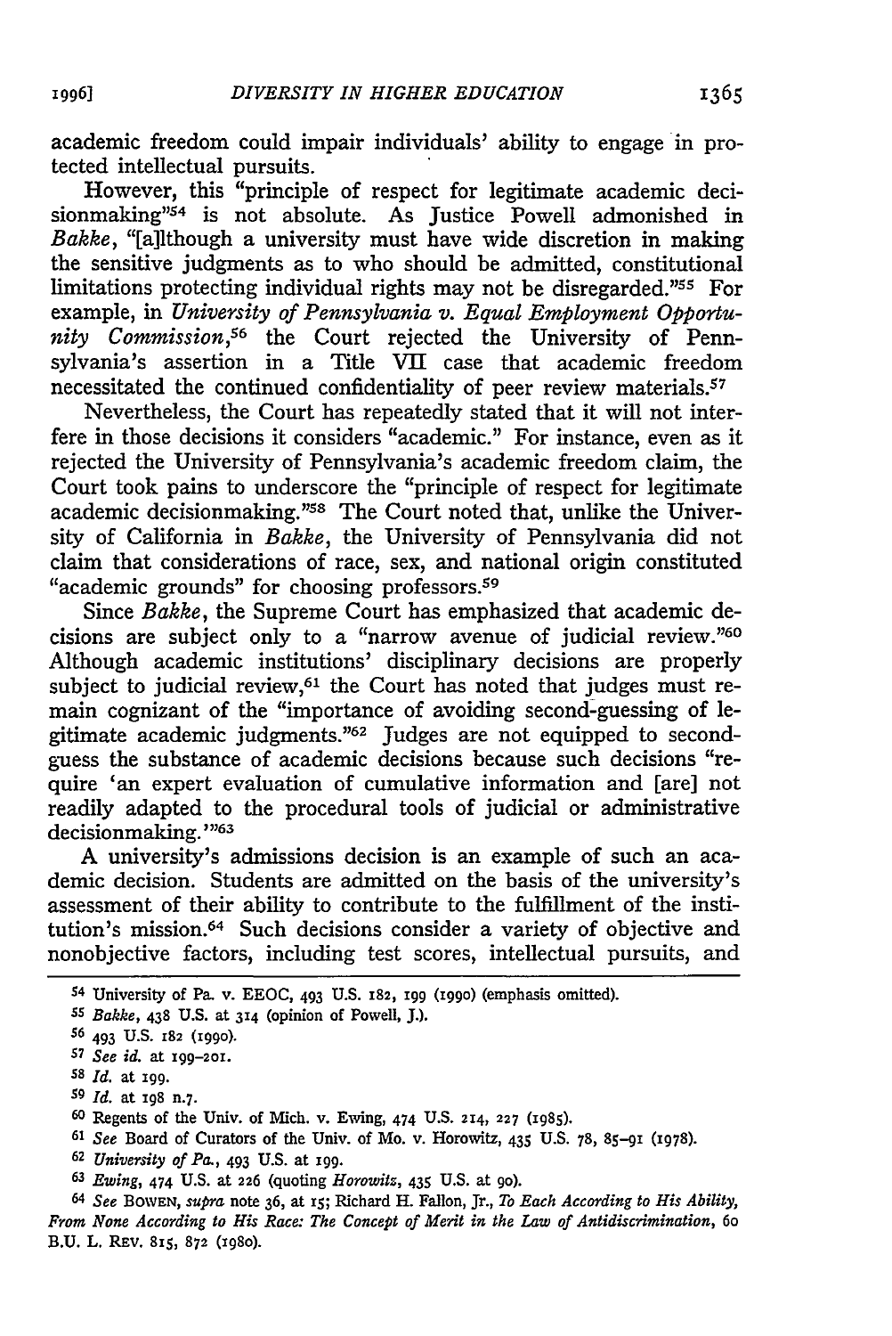academic freedom could impair individuals' ability to engage in protected intellectual pursuits.

However, this "principle of respect for legitimate academic decisionmaking"[54] is not absolute. As Justice Powell admonished in *Bakke*, "[a]lthough a university must have wide discretion in making the sensitive judgments as to who should be admitted, constitutional limitations protecting individual rights may not be disregarded."[55] For example, in *University of Pennsylvania v. Equal Employment Opportunity Commission*,[56] the Court rejected the University of Pennsylvania's assertion in a Title VII case that academic freedom necessitated the continued confidentiality of peer review materials.[57]

Nevertheless, the Court has repeatedly stated that it will not interfere in those decisions it considers "academic." For instance, even as it rejected the University of Pennsylvania's academic freedom claim, the Court took pains to underscore the "principle of respect for legitimate academic decisionmaking."[58] The Court noted that, unlike the University of California in *Bakke*, the University of Pennsylvania did not claim that considerations of race, sex, and national origin constituted "academic grounds" for choosing professors.[59]

Since *Bakke*, the Supreme Court has emphasized that academic decisions are subject only to a "narrow avenue of judicial review."[60] Although academic institutions' disciplinary decisions are properly subject to judicial review,[61] the Court has noted that judges must remain cognizant of the "importance of avoiding second-guessing of legitimate academic judgments."[62] Judges are not equipped to second-guess the substance of academic decisions because such decisions "require 'an expert evaluation of cumulative information and [are] not readily adapted to the procedural tools of judicial or administrative decisionmaking.'"[63]

A university's admissions decision is an example of such an academic decision. Students are admitted on the basis of the university's assessment of their ability to contribute to the fulfillment of the institution's mission.[64] Such decisions consider a variety of objective and nonobjective factors, including test scores, intellectual pursuits, and

---

54 University of Pa. v. EEOC, 493 U.S. 182, 199 (1990) (emphasis omitted).

55 *Bakke*, 438 U.S. at 314 (opinion of Powell, J.).

56 493 U.S. 182 (1990).

57 *See id.* at 199–201.

58 *Id.* at 199.

59 *Id.* at 198 n.7.

60 Regents of the Univ. of Mich. v. Ewing, 474 U.S. 214, 227 (1985).

61 *See* Board of Curators of the Univ. of Mo. v. Horowitz, 435 U.S. 78, 85–91 (1978).

62 *University of Pa.*, 493 U.S. at 199.

63 *Ewing*, 474 U.S. at 226 (quoting *Horowitz*, 435 U.S. at 90).

64 *See* BOWEN, *supra* note 36, at 15; Richard H. Fallon, Jr., *To Each According to His Ability, From None According to His Race: The Concept of Merit in the Law of Antidiscrimination*, 60 B.U. L. REV. 815, 872 (1980).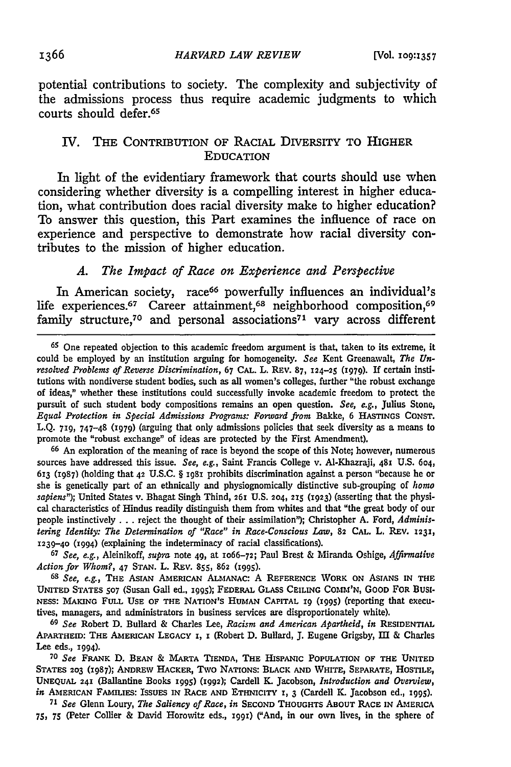potential contributions to society. The complexity and subjectivity of the admissions process thus require academic judgments to which courts should defer.[65]

## IV. THE CONTRIBUTION OF RACIAL DIVERSITY TO HIGHER EDUCATION

In light of the evidentiary framework that courts should use when considering whether diversity is a compelling interest in higher education, what contribution does racial diversity make to higher education? To answer this question, this Part examines the influence of race on experience and perspective to demonstrate how racial diversity contributes to the mission of higher education.

### A. *The Impact of Race on Experience and Perspective*

In American society, race[66] powerfully influences an individual's life experiences.[67] Career attainment,[68] neighborhood composition,[69] family structure,[70] and personal associations[71] vary across different

---

[65] One repeated objection to this academic freedom argument is that, taken to its extreme, it could be employed by an institution arguing for homogeneity. *See* Kent Greenawalt, *The Unresolved Problems of Reverse Discrimination*, 67 CAL. L. REV. 87, 124–25 (1979). If certain institutions with nondiverse student bodies, such as all women's colleges, further "the robust exchange of ideas," whether these institutions could successfully invoke academic freedom to protect the pursuit of such student body compositions remains an open question. *See, e.g.*, Julius Stone, *Equal Protection in Special Admissions Programs: Forward from* Bakke, 6 HASTINGS CONST. L.Q. 719, 747–48 (1979) (arguing that only admissions policies that seek diversity as a means to promote the "robust exchange" of ideas are protected by the First Amendment).

[66] An exploration of the meaning of race is beyond the scope of this Note; however, numerous sources have addressed this issue. *See, e.g.*, Saint Francis College v. Al-Khazraji, 481 U.S. 604, 613 (1987) (holding that 42 U.S.C. § 1981 prohibits discrimination against a person "because he or she is genetically part of an ethnically and physiognomically distinctive sub-grouping of *homo sapiens*"); United States v. Bhagat Singh Thind, 261 U.S. 204, 215 (1923) (asserting that the physical characteristics of Hindus readily distinguish them from whites and that "the great body of our people instinctively . . . reject the thought of their assimilation"); Christopher A. Ford, *Administering Identity: The Determination of "Race" in Race-Conscious Law*, 82 CAL. L. REV. 1231, 1239–40 (1994) (explaining the indeterminacy of racial classifications).

[67] *See, e.g.*, Aleinikoff, *supra* note 49, at 1066–72; Paul Brest & Miranda Oshige, *Affirmative Action for Whom?*, 47 STAN. L. REV. 855, 862 (1995).

[68] *See, e.g.*, THE ASIAN AMERICAN ALMANAC: A REFERENCE WORK ON ASIANS IN THE UNITED STATES 507 (Susan Gall ed., 1995); FEDERAL GLASS CEILING COMM'N, GOOD FOR BUSINESS: MAKING FULL USE OF THE NATION'S HUMAN CAPITAL 19 (1995) (reporting that executives, managers, and administrators in business services are disproportionately white).

[69] *See* Robert D. Bullard & Charles Lee, *Racism and American Apartheid*, *in* RESIDENTIAL APARTHEID: THE AMERICAN LEGACY 1, 1 (Robert D. Bullard, J. Eugene Grigsby, III & Charles Lee eds., 1994).

[70] *See* FRANK D. BEAN & MARTA TIENDA, THE HISPANIC POPULATION OF THE UNITED STATES 203 (1987); ANDREW HACKER, TWO NATIONS: BLACK AND WHITE, SEPARATE, HOSTILE, UNEQUAL 241 (Ballantine Books 1995) (1992); Cardell K. Jacobson, *Introduction and Overview*, *in* AMERICAN FAMILIES: ISSUES IN RACE AND ETHNICITY 1, 3 (Cardell K. Jacobson ed., 1995).

[71] *See* Glenn Loury, *The Saliency of Race*, *in* SECOND THOUGHTS ABOUT RACE IN AMERICA 75, 75 (Peter Collier & David Horowitz eds., 1991) ("And, in our own lives, in the sphere of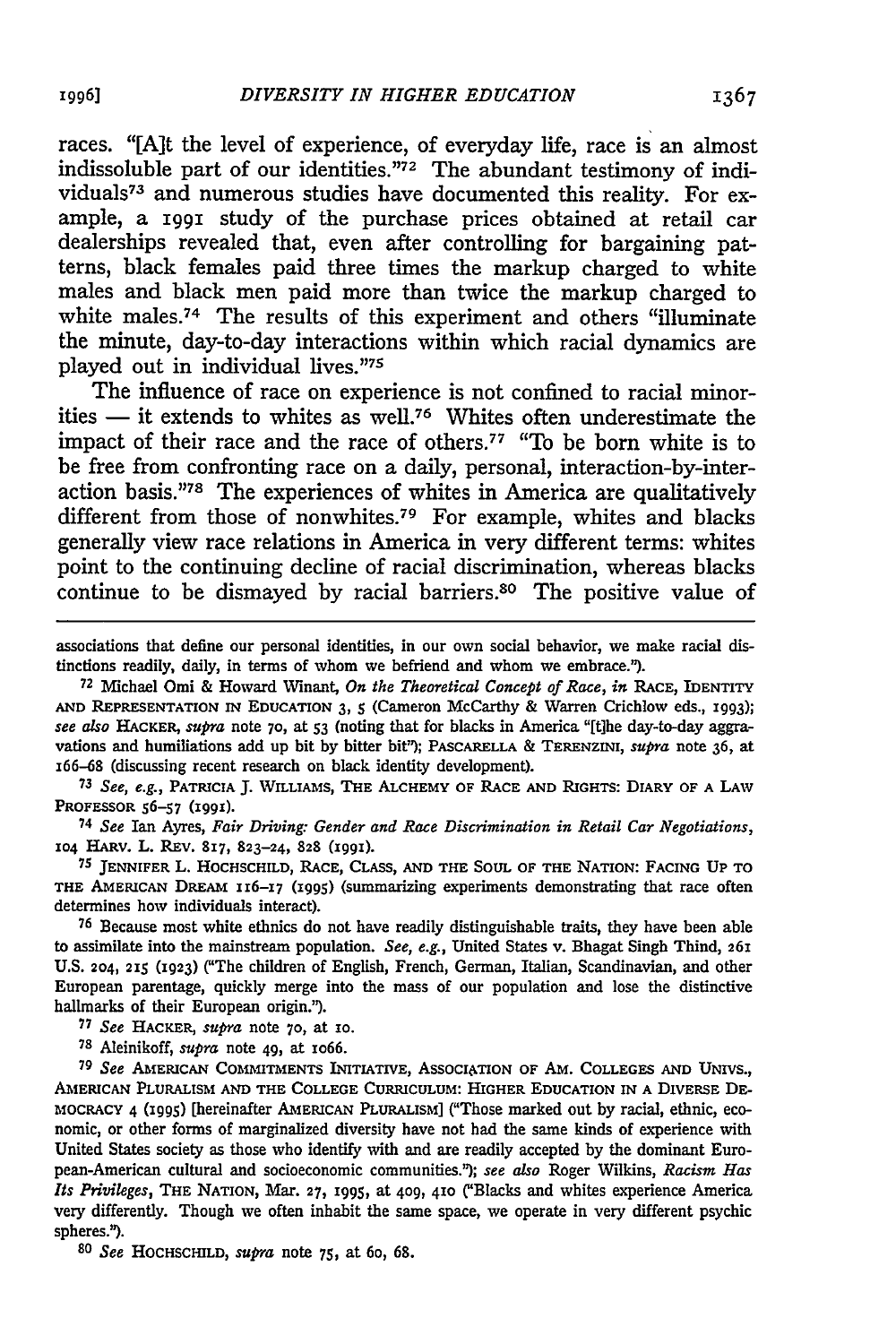races. "[A]t the level of experience, of everyday life, race is an almost indissoluble part of our identities."[72] The abundant testimony of individuals[73] and numerous studies have documented this reality. For example, a 1991 study of the purchase prices obtained at retail car dealerships revealed that, even after controlling for bargaining patterns, black females paid three times the markup charged to white males and black men paid more than twice the markup charged to white males.[74] The results of this experiment and others "illuminate the minute, day-to-day interactions within which racial dynamics are played out in individual lives."[75]

The influence of race on experience is not confined to racial minorities — it extends to whites as well.[76] Whites often underestimate the impact of their race and the race of others.[77] "To be born white is to be free from confronting race on a daily, personal, interaction-by-interaction basis."[78] The experiences of whites in America are qualitatively different from those of nonwhites.[79] For example, whites and blacks generally view race relations in America in very different terms: whites point to the continuing decline of racial discrimination, whereas blacks continue to be dismayed by racial barriers.[80] The positive value of

---

associations that define our personal identities, in our own social behavior, we make racial distinctions readily, daily, in terms of whom we befriend and whom we embrace.").

[72] Michael Omi & Howard Winant, *On the Theoretical Concept of Race*, *in* RACE, IDENTITY AND REPRESENTATION IN EDUCATION 3, 5 (Cameron McCarthy & Warren Crichlow eds., 1993); *see also* HACKER, *supra* note 70, at 53 (noting that for blacks in America "[t]he day-to-day aggravations and humiliations add up bit by bitter bit"); PASCARELLA & TERENZINI, *supra* note 36, at 166–68 (discussing recent research on black identity development).

[73] *See, e.g.*, PATRICIA J. WILLIAMS, THE ALCHEMY OF RACE AND RIGHTS: DIARY OF A LAW PROFESSOR 56–57 (1991).

[74] *See* Ian Ayres, *Fair Driving: Gender and Race Discrimination in Retail Car Negotiations*, 104 HARV. L. REV. 817, 823–24, 828 (1991).

[75] JENNIFER L. HOCHSCHILD, RACE, CLASS, AND THE SOUL OF THE NATION: FACING UP TO THE AMERICAN DREAM 116–17 (1995) (summarizing experiments demonstrating that race often determines how individuals interact).

[76] Because most white ethnics do not have readily distinguishable traits, they have been able to assimilate into the mainstream population. *See, e.g.*, United States v. Bhagat Singh Thind, 261 U.S. 204, 215 (1923) ("The children of English, French, German, Italian, Scandinavian, and other European parentage, quickly merge into the mass of our population and lose the distinctive hallmarks of their European origin.").

[77] *See* HACKER, *supra* note 70, at 10.

[78] Aleinikoff, *supra* note 49, at 1066.

[79] *See* AMERICAN COMMITMENTS INITIATIVE, ASSOCIATION OF AM. COLLEGES AND UNIVS., AMERICAN PLURALISM AND THE COLLEGE CURRICULUM: HIGHER EDUCATION IN A DIVERSE DEMOCRACY 4 (1995) [hereinafter AMERICAN PLURALISM] ("Those marked out by racial, ethnic, economic, or other forms of marginalized diversity have not had the same kinds of experience with United States society as those who identify with and are readily accepted by the dominant European-American cultural and socioeconomic communities."); *see also* Roger Wilkins, *Racism Has Its Privileges*, THE NATION, Mar. 27, 1995, at 409, 410 ("Blacks and whites experience America very differently. Though we often inhabit the same space, we operate in very different psychic spheres.").

[80] *See* HOCHSCHILD, *supra* note 75, at 60, 68.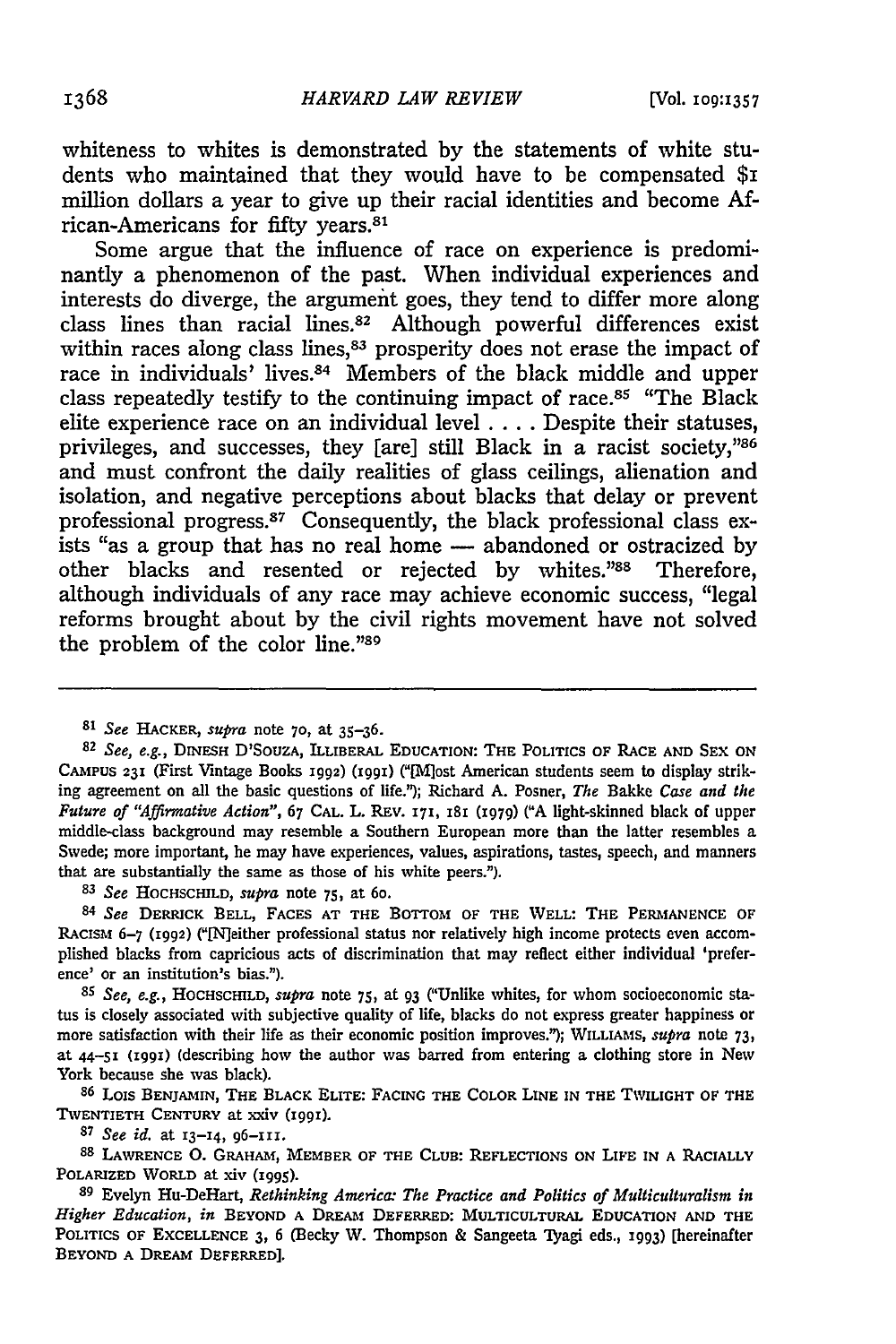whiteness to whites is demonstrated by the statements of white students who maintained that they would have to be compensated $1 million dollars a year to give up their racial identities and become African-Americans for fifty years.[81]

Some argue that the influence of race on experience is predominantly a phenomenon of the past. When individual experiences and interests do diverge, the argument goes, they tend to differ more along class lines than racial lines.[82] Although powerful differences exist within races along class lines,[83] prosperity does not erase the impact of race in individuals' lives.[84] Members of the black middle and upper class repeatedly testify to the continuing impact of race.[85] "The Black elite experience race on an individual level . . . . Despite their statuses, privileges, and successes, they [are] still Black in a racist society,"[86] and must confront the daily realities of glass ceilings, alienation and isolation, and negative perceptions about blacks that delay or prevent professional progress.[87] Consequently, the black professional class exists "as a group that has no real home — abandoned or ostracized by other blacks and resented or rejected by whites."[88] Therefore, although individuals of any race may achieve economic success, "legal reforms brought about by the civil rights movement have not solved the problem of the color line."[89]

---

[81] *See* HACKER, *supra* note 70, at 35–36.

[82] *See, e.g.*, DINESH D'SOUZA, ILLIBERAL EDUCATION: THE POLITICS OF RACE AND SEX ON CAMPUS 231 (First Vintage Books 1992) (1991) ("[M]ost American students seem to display striking agreement on all the basic questions of life."); Richard A. Posner, *The* Bakke *Case and the Future of "Affirmative Action"*, 67 CAL. L. REV. 171, 181 (1979) ("A light-skinned black of upper middle-class background may resemble a Southern European more than the latter resembles a Swede; more important, he may have experiences, values, aspirations, tastes, speech, and manners that are substantially the same as those of his white peers.").

[83] *See* HOCHSCHILD, *supra* note 75, at 60.

[84] *See* DERRICK BELL, FACES AT THE BOTTOM OF THE WELL: THE PERMANENCE OF RACISM 6–7 (1992) ("[N]either professional status nor relatively high income protects even accomplished blacks from capricious acts of discrimination that may reflect either individual 'preference' or an institution's bias.").

[85] *See, e.g.*, HOCHSCHILD, *supra* note 75, at 93 ("Unlike whites, for whom socioeconomic status is closely associated with subjective quality of life, blacks do not express greater happiness or more satisfaction with their life as their economic position improves."); WILLIAMS, *supra* note 73, at 44–51 (1991) (describing how the author was barred from entering a clothing store in New York because she was black).

[86] LOIS BENJAMIN, THE BLACK ELITE: FACING THE COLOR LINE IN THE TWILIGHT OF THE TWENTIETH CENTURY at xxiv (1991).

[87] *See id.* at 13–14, 96–111.

[88] LAWRENCE O. GRAHAM, MEMBER OF THE CLUB: REFLECTIONS ON LIFE IN A RACIALLY POLARIZED WORLD at xiv (1995).

[89] Evelyn Hu-DeHart, *Rethinking America: The Practice and Politics of Multiculturalism in Higher Education*, *in* BEYOND A DREAM DEFERRED: MULTICULTURAL EDUCATION AND THE POLITICS OF EXCELLENCE 3, 6 (Becky W. Thompson & Sangeeta Tyagi eds., 1993) [hereinafter BEYOND A DREAM DEFERRED].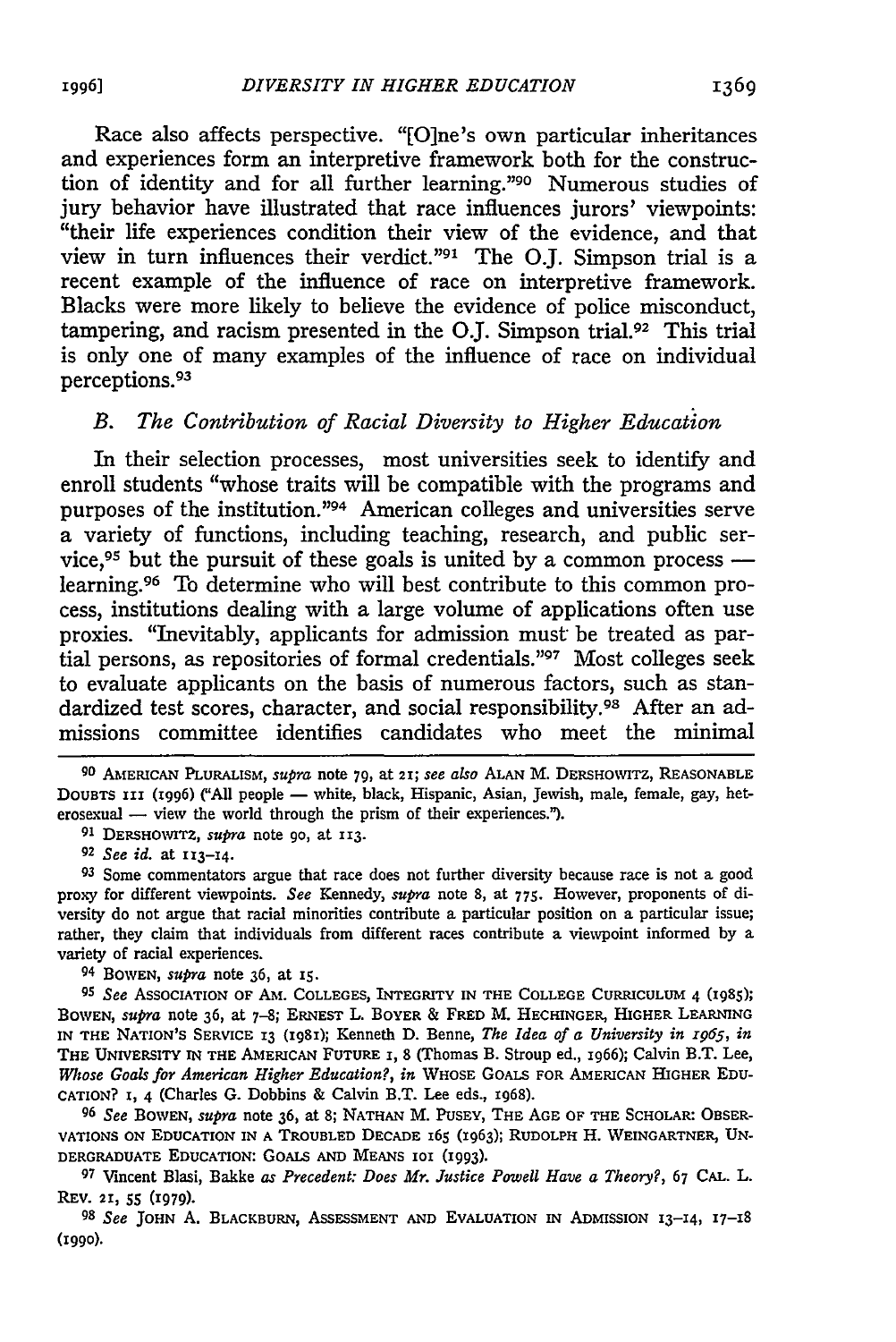Race also affects perspective. "[O]ne's own particular inheritances and experiences form an interpretive framework both for the construction of identity and for all further learning."[90] Numerous studies of jury behavior have illustrated that race influences jurors' viewpoints: "their life experiences condition their view of the evidence, and that view in turn influences their verdict."[91] The O.J. Simpson trial is a recent example of the influence of race on interpretive framework. Blacks were more likely to believe the evidence of police misconduct, tampering, and racism presented in the O.J. Simpson trial.[92] This trial is only one of many examples of the influence of race on individual perceptions.[93]

### *B. The Contribution of Racial Diversity to Higher Education*

In their selection processes, most universities seek to identify and enroll students "whose traits will be compatible with the programs and purposes of the institution."[94] American colleges and universities serve a variety of functions, including teaching, research, and public service,[95] but the pursuit of these goals is united by a common process — learning.[96] To determine who will best contribute to this common process, institutions dealing with a large volume of applications often use proxies. "Inevitably, applicants for admission must be treated as partial persons, as repositories of formal credentials."[97] Most colleges seek to evaluate applicants on the basis of numerous factors, such as standardized test scores, character, and social responsibility.[98] After an admissions committee identifies candidates who meet the minimal

---

[90] AMERICAN PLURALISM, *supra* note 79, at 21; *see also* ALAN M. DERSHOWITZ, REASONABLE DOUBTS 111 (1996) ("All people — white, black, Hispanic, Asian, Jewish, male, female, gay, heterosexual — view the world through the prism of their experiences.").

[91] DERSHOWITZ, *supra* note 90, at 113.

[92] *See id.* at 113–14.

[93] Some commentators argue that race does not further diversity because race is not a good proxy for different viewpoints. *See* Kennedy, *supra* note 8, at 775. However, proponents of diversity do not argue that racial minorities contribute a particular position on a particular issue; rather, they claim that individuals from different races contribute a viewpoint informed by a variety of racial experiences.

[94] BOWEN, *supra* note 36, at 15.

[95] *See* ASSOCIATION OF AM. COLLEGES, INTEGRITY IN THE COLLEGE CURRICULUM 4 (1985); BOWEN, *supra* note 36, at 7–8; ERNEST L. BOYER & FRED M. HECHINGER, HIGHER LEARNING IN THE NATION'S SERVICE 13 (1981); Kenneth D. Benne, *The Idea of a University in 1965*, *in* THE UNIVERSITY IN THE AMERICAN FUTURE 1, 8 (Thomas B. Stroup ed., 1966); Calvin B.T. Lee, *Whose Goals for American Higher Education?*, *in* WHOSE GOALS FOR AMERICAN HIGHER EDUCATION? 1, 4 (Charles G. Dobbins & Calvin B.T. Lee eds., 1968).

[96] *See* BOWEN, *supra* note 36, at 8; NATHAN M. PUSEY, THE AGE OF THE SCHOLAR: OBSERVATIONS ON EDUCATION IN A TROUBLED DECADE 165 (1963); RUDOLPH H. WEINGARTNER, UNDERGRADUATE EDUCATION: GOALS AND MEANS 101 (1993).

[97] Vincent Blasi, Bakke *as Precedent: Does Mr. Justice Powell Have a Theory?*, 67 CAL. L. REV. 21, 55 (1979).

[98] *See* JOHN A. BLACKBURN, ASSESSMENT AND EVALUATION IN ADMISSION 13–14, 17–18 (1990).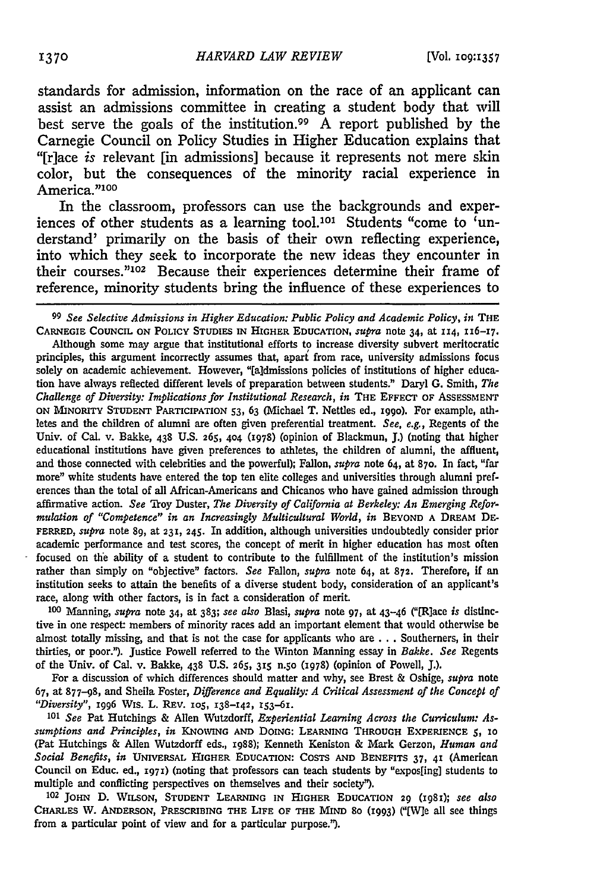standards for admission, information on the race of an applicant can assist an admissions committee in creating a student body that will best serve the goals of the institution.[99] A report published by the Carnegie Council on Policy Studies in Higher Education explains that "[r]ace *is* relevant [in admissions] because it represents not mere skin color, but the consequences of the minority racial experience in America."[100]

In the classroom, professors can use the backgrounds and experiences of other students as a learning tool.[101] Students "come to 'understand' primarily on the basis of their own reflecting experience, into which they seek to incorporate the new ideas they encounter in their courses."[102] Because their experiences determine their frame of reference, minority students bring the influence of these experiences to

---

[99] *See Selective Admissions in Higher Education: Public Policy and Academic Policy*, *in* THE CARNEGIE COUNCIL ON POLICY STUDIES IN HIGHER EDUCATION, *supra* note 34, at 114, 116–17.

Although some may argue that institutional efforts to increase diversity subvert meritocratic principles, this argument incorrectly assumes that, apart from race, university admissions focus solely on academic achievement. However, "[a]dmissions policies of institutions of higher education have always reflected different levels of preparation between students." Daryl G. Smith, *The Challenge of Diversity: Implications for Institutional Research*, *in* THE EFFECT OF ASSESSMENT ON MINORITY STUDENT PARTICIPATION 53, 63 (Michael T. Nettles ed., 1990). For example, athletes and the children of alumni are often given preferential treatment. *See, e.g.*, Regents of the Univ. of Cal. v. Bakke, 438 U.S. 265, 404 (1978) (opinion of Blackmun, J.) (noting that higher educational institutions have given preferences to athletes, the children of alumni, the affluent, and those connected with celebrities and the powerful); Fallon, *supra* note 64, at 870. In fact, "far more" white students have entered the top ten elite colleges and universities through alumni preferences than the total of all African-Americans and Chicanos who have gained admission through affirmative action. *See* Troy Duster, *The Diversity of California at Berkeley: An Emerging Reformulation of "Competence" in an Increasingly Multicultural World*, *in* BEYOND A DREAM DEFERRED, *supra* note 89, at 231, 245. In addition, although universities undoubtedly consider prior academic performance and test scores, the concept of merit in higher education has most often focused on the ability of a student to contribute to the fulfillment of the institution's mission rather than simply on "objective" factors. *See* Fallon, *supra* note 64, at 872. Therefore, if an institution seeks to attain the benefits of a diverse student body, consideration of an applicant's race, along with other factors, is in fact a consideration of merit.

[100] Manning, *supra* note 34, at 383; *see also* Blasi, *supra* note 97, at 43–46 ("[R]ace *is* distinctive in one respect: members of minority races add an important element that would otherwise be almost totally missing, and that is not the case for applicants who are . . . Southerners, in their thirties, or poor."). Justice Powell referred to the Winton Manning essay in *Bakke*. *See* Regents of the Univ. of Cal. v. Bakke, 438 U.S. 265, 315 n.50 (1978) (opinion of Powell, J.).

For a discussion of which differences should matter and why, see Brest & Oshige, *supra* note 67, at 877–98, and Sheila Foster, *Difference and Equality: A Critical Assessment of the Concept of "Diversity"*, 1996 WIS. L. REV. 105, 138–142, 153–61.

[101] *See* Pat Hutchings & Allen Wutzdorff, *Experiential Learning Across the Curriculum: Assumptions and Principles*, *in* KNOWING AND DOING: LEARNING THROUGH EXPERIENCE 5, 10 (Pat Hutchings & Allen Wutzdorff eds., 1988); Kenneth Keniston & Mark Gerzon, *Human and Social Benefits*, *in* UNIVERSAL HIGHER EDUCATION: COSTS AND BENEFITS 37, 41 (American Council on Educ. ed., 1971) (noting that professors can teach students by "expos[ing] students to multiple and conflicting perspectives on themselves and their society").

[102] JOHN D. WILSON, STUDENT LEARNING IN HIGHER EDUCATION 29 (1981); *see also* CHARLES W. ANDERSON, PRESCRIBING THE LIFE OF THE MIND 80 (1993) ("[W]e all see things from a particular point of view and for a particular purpose.").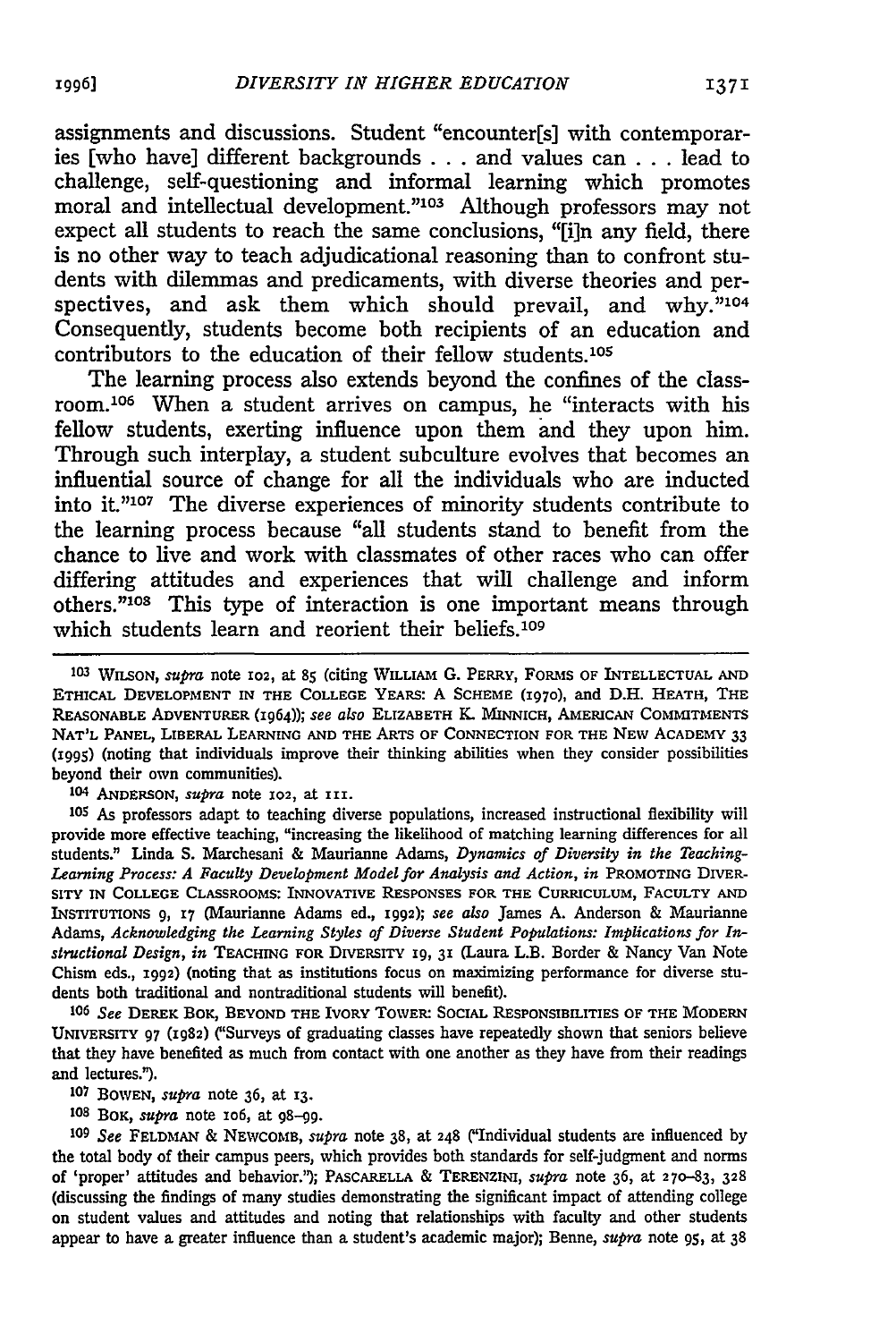assignments and discussions. Student "encounter[s] with contemporaries [who have] different backgrounds . . . and values can . . . lead to challenge, self-questioning and informal learning which promotes moral and intellectual development."[103] Although professors may not expect all students to reach the same conclusions, "[i]n any field, there is no other way to teach adjudicational reasoning than to confront students with dilemmas and predicaments, with diverse theories and perspectives, and ask them which should prevail, and why."[104] Consequently, students become both recipients of an education and contributors to the education of their fellow students.[105]

The learning process also extends beyond the confines of the classroom.[106] When a student arrives on campus, he "interacts with his fellow students, exerting influence upon them and they upon him. Through such interplay, a student subculture evolves that becomes an influential source of change for all the individuals who are inducted into it."[107] The diverse experiences of minority students contribute to the learning process because "all students stand to benefit from the chance to live and work with classmates of other races who can offer differing attitudes and experiences that will challenge and inform others."[108] This type of interaction is one important means through which students learn and reorient their beliefs.[109]

---

[103] WILSON, *supra* note 102, at 85 (citing WILLIAM G. PERRY, FORMS OF INTELLECTUAL AND ETHICAL DEVELOPMENT IN THE COLLEGE YEARS: A SCHEME (1970), and D.H. HEATH, THE REASONABLE ADVENTURER (1964)); *see also* ELIZABETH K. MINNICH, AMERICAN COMMITMENTS NAT'L PANEL, LIBERAL LEARNING AND THE ARTS OF CONNECTION FOR THE NEW ACADEMY 33 (1995) (noting that individuals improve their thinking abilities when they consider possibilities beyond their own communities).

[104] ANDERSON, *supra* note 102, at 111.

[105] As professors adapt to teaching diverse populations, increased instructional flexibility will provide more effective teaching, "increasing the likelihood of matching learning differences for all students." Linda S. Marchesani & Maurianne Adams, *Dynamics of Diversity in the Teaching-Learning Process: A Faculty Development Model for Analysis and Action*, *in* PROMOTING DIVERSITY IN COLLEGE CLASSROOMS: INNOVATIVE RESPONSES FOR THE CURRICULUM, FACULTY AND INSTITUTIONS 9, 17 (Maurianne Adams ed., 1992); *see also* James A. Anderson & Maurianne Adams, *Acknowledging the Learning Styles of Diverse Student Populations: Implications for Instructional Design*, *in* TEACHING FOR DIVERSITY 19, 31 (Laura L.B. Border & Nancy Van Note Chism eds., 1992) (noting that as institutions focus on maximizing performance for diverse students both traditional and nontraditional students will benefit).

[106] *See* DEREK BOK, BEYOND THE IVORY TOWER: SOCIAL RESPONSIBILITIES OF THE MODERN UNIVERSITY 97 (1982) ("Surveys of graduating classes have repeatedly shown that seniors believe that they have benefited as much from contact with one another as they have from their readings and lectures.").

[107] BOWEN, *supra* note 36, at 13.

[108] BOK, *supra* note 106, at 98–99.

[109] *See* FELDMAN & NEWCOMB, *supra* note 38, at 248 ("Individual students are influenced by the total body of their campus peers, which provides both standards for self-judgment and norms of 'proper' attitudes and behavior."); PASCARELLA & TERENZINI, *supra* note 36, at 270–83, 328 (discussing the findings of many studies demonstrating the significant impact of attending college on student values and attitudes and noting that relationships with faculty and other students appear to have a greater influence than a student's academic major); Benne, *supra* note 95, at 38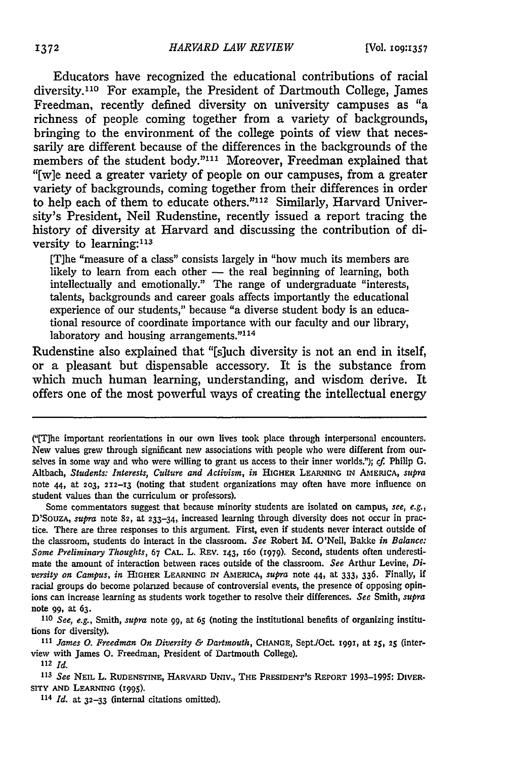Educators have recognized the educational contributions of racial diversity.[110] For example, the President of Dartmouth College, James Freedman, recently defined diversity on university campuses as "a richness of people coming together from a variety of backgrounds, bringing to the environment of the college points of view that necessarily are different because of the differences in the backgrounds of the members of the student body."[111] Moreover, Freedman explained that "[w]e need a greater variety of people on our campuses, from a greater variety of backgrounds, coming together from their differences in order to help each of them to educate others."[112] Similarly, Harvard University's President, Neil Rudenstine, recently issued a report tracing the history of diversity at Harvard and discussing the contribution of diversity to learning:[113]

> [T]he "measure of a class" consists largely in "how much its members are likely to learn from each other — the real beginning of learning, both intellectually and emotionally." The range of undergraduate "interests, talents, backgrounds and career goals affects importantly the educational experience of our students," because "a diverse student body is an educational resource of coordinate importance with our faculty and our library, laboratory and housing arrangements."[114]

Rudenstine also explained that "[s]uch diversity is not an end in itself, or a pleasant but dispensable accessory. It is the substance from which much human learning, understanding, and wisdom derive. It offers one of the most powerful ways of creating the intellectual energy

---

("[T]he important reorientations in our own lives took place through interpersonal encounters. New values grew through significant new associations with people who were different from ourselves in some way and who were willing to grant us access to their inner worlds."); *cf.* Philip G. Altbach, *Students: Interests, Culture and Activism*, *in* HIGHER LEARNING IN AMERICA, *supra* note 44, at 203, 212–13 (noting that student organizations may often have more influence on student values than the curriculum or professors).

Some commentators suggest that because minority students are isolated on campus, *see, e.g.*, D'SOUZA, *supra* note 82, at 233–34, increased learning through diversity does not occur in practice. There are three responses to this argument. First, even if students never interact outside of the classroom, students do interact in the classroom. *See* Robert M. O'Neil, Bakke *in Balance: Some Preliminary Thoughts*, 67 CAL. L. REV. 143, 160 (1979). Second, students often underestimate the amount of interaction between races outside of the classroom. *See* Arthur Levine, *Diversity on Campus*, *in* HIGHER LEARNING IN AMERICA, *supra* note 44, at 333, 336. Finally, if racial groups do become polarized because of controversial events, the presence of opposing opinions can increase learning as students work together to resolve their differences. *See* Smith, *supra* note 99, at 63.

[110] *See, e.g.*, Smith, *supra* note 99, at 65 (noting the institutional benefits of organizing institutions for diversity).

[111] *James O. Freedman On Diversity & Dartmouth*, CHANGE, Sept./Oct. 1991, at 25, 25 (interview with James O. Freedman, President of Dartmouth College).

[112] *Id.*

[113] *See* NEIL L. RUDENSTINE, HARVARD UNIV., THE PRESIDENT'S REPORT 1993–1995: DIVERSITY AND LEARNING (1995).

[114] *Id.* at 32–33 (internal citations omitted).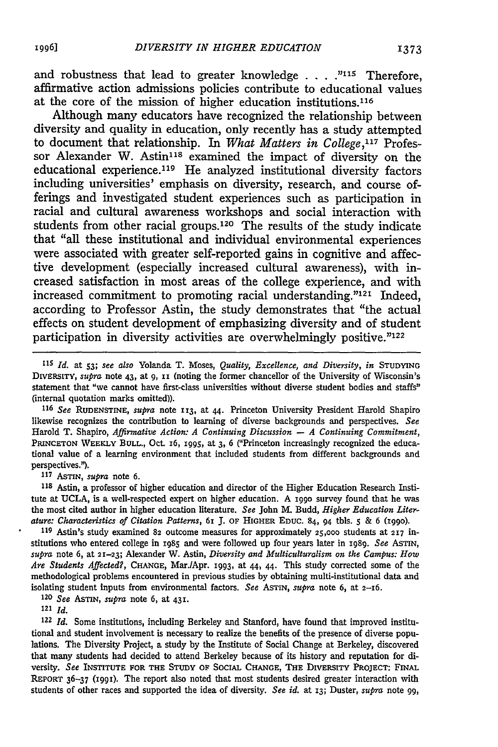and robustness that lead to greater knowledge . . . ."[115] Therefore, affirmative action admissions policies contribute to educational values at the core of the mission of higher education institutions.[116]

Although many educators have recognized the relationship between diversity and quality in education, only recently has a study attempted to document that relationship. In *What Matters in College*,[117] Professor Alexander W. Astin[118] examined the impact of diversity on the educational experience.[119] He analyzed institutional diversity factors including universities' emphasis on diversity, research, and course offerings and investigated student experiences such as participation in racial and cultural awareness workshops and social interaction with students from other racial groups.[120] The results of the study indicate that "all these institutional and individual environmental experiences were associated with greater self-reported gains in cognitive and affective development (especially increased cultural awareness), with increased satisfaction in most areas of the college experience, and with increased commitment to promoting racial understanding."[121] Indeed, according to Professor Astin, the study demonstrates that "the actual effects on student development of emphasizing diversity and of student participation in diversity activities are overwhelmingly positive."[122]

---

[115] *Id.* at 53; *see also* Yolanda T. Moses, *Quality, Excellence, and Diversity*, *in* STUDYING DIVERSITY, *supra* note 43, at 9, 11 (noting the former chancellor of the University of Wisconsin's statement that "we cannot have first-class universities without diverse student bodies and staffs" (internal quotation marks omitted)).

[116] *See* RUDENSTINE, *supra* note 113, at 44. Princeton University President Harold Shapiro likewise recognizes the contribution to learning of diverse backgrounds and perspectives. *See* Harold T. Shapiro, *Affirmative Action: A Continuing Discussion — A Continuing Commitment*, PRINCETON WEEKLY BULL., Oct. 16, 1995, at 3, 6 ("Princeton increasingly recognized the educational value of a learning environment that included students from different backgrounds and perspectives.").

[117] ASTIN, *supra* note 6.

[118] Astin, a professor of higher education and director of the Higher Education Research Institute at UCLA, is a well-respected expert on higher education. A 1990 survey found that he was the most cited author in higher education literature. *See* John M. Budd, *Higher Education Literature: Characteristics of Citation Patterns*, 61 J. OF HIGHER EDUC. 84, 94 tbls. 5 & 6 (1990).

[119] Astin's study examined 82 outcome measures for approximately 25,000 students at 217 institutions who entered college in 1985 and were followed up four years later in 1989. *See* ASTIN, *supra* note 6, at 21–23; Alexander W. Astin, *Diversity and Multiculturalism on the Campus: How Are Students Affected?*, CHANGE, Mar./Apr. 1993, at 44, 44. This study corrected some of the methodological problems encountered in previous studies by obtaining multi-institutional data and isolating student inputs from environmental factors. *See* ASTIN, *supra* note 6, at 2–16.

[120] *See* ASTIN, *supra* note 6, at 431.

[121] *Id.*

[122] *Id.* Some institutions, including Berkeley and Stanford, have found that improved institutional and student involvement is necessary to realize the benefits of the presence of diverse populations. The Diversity Project, a study by the Institute of Social Change at Berkeley, discovered that many students had decided to attend Berkeley because of its history and reputation for diversity. *See* INSTITUTE FOR THE STUDY OF SOCIAL CHANGE, THE DIVERSITY PROJECT: FINAL REPORT 36–37 (1991). The report also noted that most students desired greater interaction with students of other races and supported the idea of diversity. *See id.* at 13; Duster, *supra* note 99,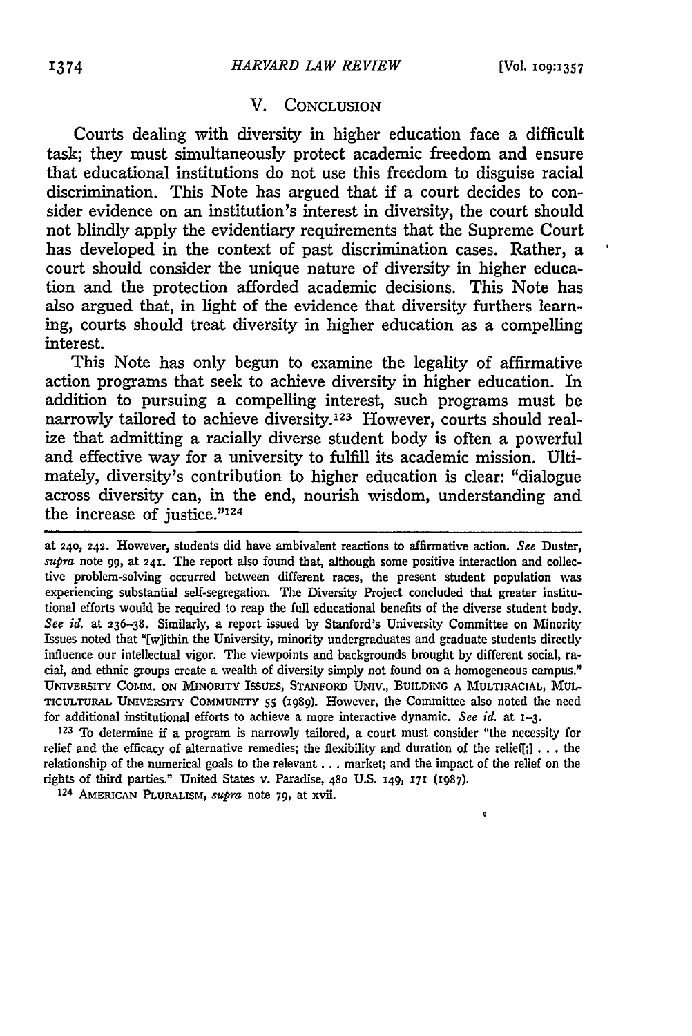## V. CONCLUSION

Courts dealing with diversity in higher education face a difficult task; they must simultaneously protect academic freedom and ensure that educational institutions do not use this freedom to disguise racial discrimination. This Note has argued that if a court decides to consider evidence on an institution's interest in diversity, the court should not blindly apply the evidentiary requirements that the Supreme Court has developed in the context of past discrimination cases. Rather, a court should consider the unique nature of diversity in higher education and the protection afforded academic decisions. This Note has also argued that, in light of the evidence that diversity furthers learning, courts should treat diversity in higher education as a compelling interest.

This Note has only begun to examine the legality of affirmative action programs that seek to achieve diversity in higher education. In addition to pursuing a compelling interest, such programs must be narrowly tailored to achieve diversity.[123] However, courts should realize that admitting a racially diverse student body is often a powerful and effective way for a university to fulfill its academic mission. Ultimately, diversity's contribution to higher education is clear: "dialogue across diversity can, in the end, nourish wisdom, understanding and the increase of justice."[124]

---

at 240, 242. However, students did have ambivalent reactions to affirmative action. *See* Duster, *supra* note 99, at 241. The report also found that, although some positive interaction and collective problem-solving occurred between different races, the present student population was experiencing substantial self-segregation. The Diversity Project concluded that greater institutional efforts would be required to reap the full educational benefits of the diverse student body. *See id.* at 236–38. Similarly, a report issued by Stanford's University Committee on Minority Issues noted that "[w]ithin the University, minority undergraduates and graduate students directly influence our intellectual vigor. The viewpoints and backgrounds brought by different social, racial, and ethnic groups create a wealth of diversity simply not found on a homogeneous campus." UNIVERSITY COMM. ON MINORITY ISSUES, STANFORD UNIV., BUILDING A MULTIRACIAL, MULTICULTURAL UNIVERSITY COMMUNITY 55 (1989). However, the Committee also noted the need for additional institutional efforts to achieve a more interactive dynamic. *See id.* at 1–3.

[123] To determine if a program is narrowly tailored, a court must consider "the necessity for relief and the efficacy of alternative remedies; the flexibility and duration of the relief[;] . . . the relationship of the numerical goals to the relevant . . . market; and the impact of the relief on the rights of third parties." United States v. Paradise, 480 U.S. 149, 171 (1987).

[124] AMERICAN PLURALISM, *supra* note 79, at xvii.